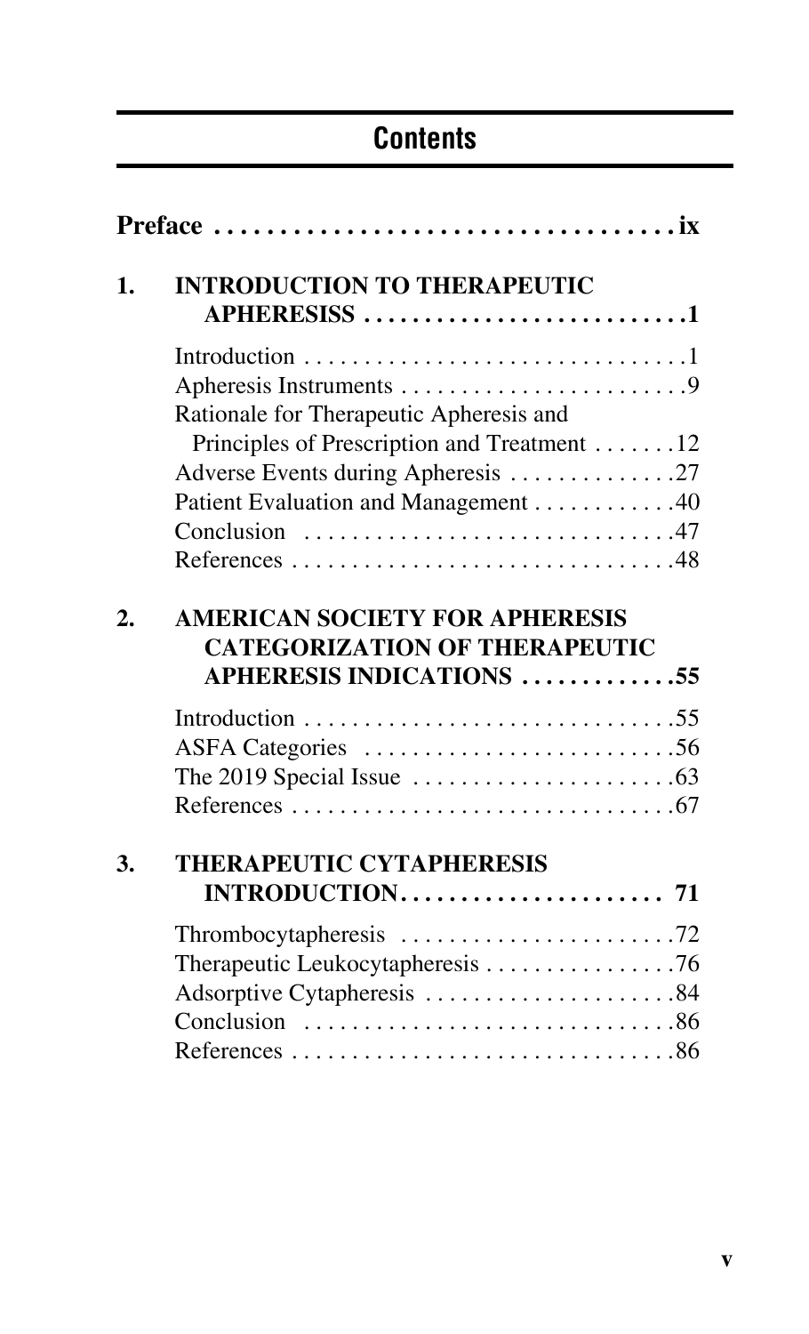# Contents

**Preface . . . . . . . . . . . . . . . . . . . . . . . . . . . . . . . . . . ix**

## 1. INTRODUCTION TO THERAPEUTIC APHERESISS . . . . . . . . . . . . . . . . . . . . . . . . . .1

- Introduction . . . . . . . . . . . . . . . . . . . . . . . . . . . . . . . .1
- Apheresis Instruments . . . . . . . . . . . . . . . . . . . . . . . .9
- Rationale for Therapeutic Apheresis and Principles of Prescription and Treatment . . . . . . .12
- Adverse Events during Apheresis . . . . . . . . . . . . . .27
- Patient Evaluation and Management . . . . . . . . . . . .40
- Conclusion . . . . . . . . . . . . . . . . . . . . . . . . . . . . . . .47
- References . . . . . . . . . . . . . . . . . . . . . . . . . . . . . . .48

## 2. AMERICAN SOCIETY FOR APHERESIS CATEGORIZATION OF THERAPEUTIC APHERESIS INDICATIONS . . . . . . . . . . . . .55

- Introduction . . . . . . . . . . . . . . . . . . . . . . . . . . . . . . .55
- ASFA Categories . . . . . . . . . . . . . . . . . . . . . . . . . .56
- The 2019 Special Issue . . . . . . . . . . . . . . . . . . . . . .63
- References . . . . . . . . . . . . . . . . . . . . . . . . . . . . . . .67

## 3. THERAPEUTIC CYTAPHERESIS INTRODUCTION. . . . . . . . . . . . . . . . . . . . . . 71

- Thrombocytapheresis . . . . . . . . . . . . . . . . . . . . . . .72
- Therapeutic Leukocytapheresis . . . . . . . . . . . . . . . .76
- Adsorptive Cytapheresis . . . . . . . . . . . . . . . . . . . . .84
- Conclusion . . . . . . . . . . . . . . . . . . . . . . . . . . . . . . .86
- References . . . . . . . . . . . . . . . . . . . . . . . . . . . . . . .86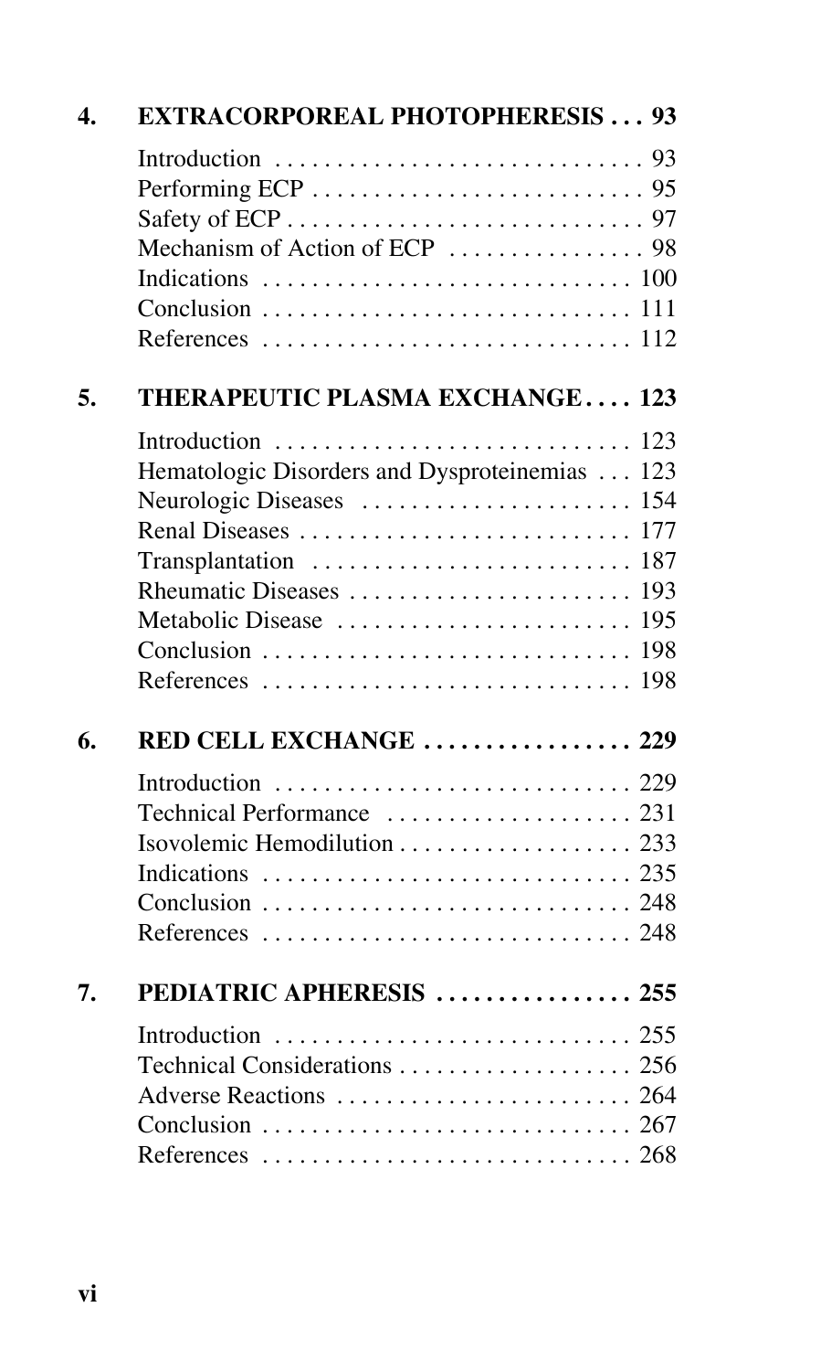## 4. EXTRACORPOREAL PHOTOPHERESIS . . . 93

Introduction . . . . . . . . . . . . . . . . . . . . . . . . . . . . . 93
Performing ECP . . . . . . . . . . . . . . . . . . . . . . . . . . 95
Safety of ECP . . . . . . . . . . . . . . . . . . . . . . . . . . . . 97
Mechanism of Action of ECP . . . . . . . . . . . . . . . . 98
Indications . . . . . . . . . . . . . . . . . . . . . . . . . . . . . 100
Conclusion . . . . . . . . . . . . . . . . . . . . . . . . . . . . . 111
References . . . . . . . . . . . . . . . . . . . . . . . . . . . . . 112

## 5. THERAPEUTIC PLASMA EXCHANGE . . . . 123

Introduction . . . . . . . . . . . . . . . . . . . . . . . . . . . . . 123
Hematologic Disorders and Dysproteinemias . . . 123
Neurologic Diseases . . . . . . . . . . . . . . . . . . . . . . 154
Renal Diseases . . . . . . . . . . . . . . . . . . . . . . . . . . . 177
Transplantation . . . . . . . . . . . . . . . . . . . . . . . . . . 187
Rheumatic Diseases . . . . . . . . . . . . . . . . . . . . . . . 193
Metabolic Disease . . . . . . . . . . . . . . . . . . . . . . . . 195
Conclusion . . . . . . . . . . . . . . . . . . . . . . . . . . . . . 198
References . . . . . . . . . . . . . . . . . . . . . . . . . . . . . 198

## 6. RED CELL EXCHANGE . . . . . . . . . . . . . . . . . 229

Introduction . . . . . . . . . . . . . . . . . . . . . . . . . . . . . 229
Technical Performance . . . . . . . . . . . . . . . . . . . . 231
Isovolemic Hemodilution . . . . . . . . . . . . . . . . . . . 233
Indications . . . . . . . . . . . . . . . . . . . . . . . . . . . . . 235
Conclusion . . . . . . . . . . . . . . . . . . . . . . . . . . . . . 248
References . . . . . . . . . . . . . . . . . . . . . . . . . . . . . 248

## 7. PEDIATRIC APHERESIS . . . . . . . . . . . . . . . . 255

Introduction . . . . . . . . . . . . . . . . . . . . . . . . . . . . . 255
Technical Considerations . . . . . . . . . . . . . . . . . . . 256
Adverse Reactions . . . . . . . . . . . . . . . . . . . . . . . . 264
Conclusion . . . . . . . . . . . . . . . . . . . . . . . . . . . . . 267
References . . . . . . . . . . . . . . . . . . . . . . . . . . . . . 268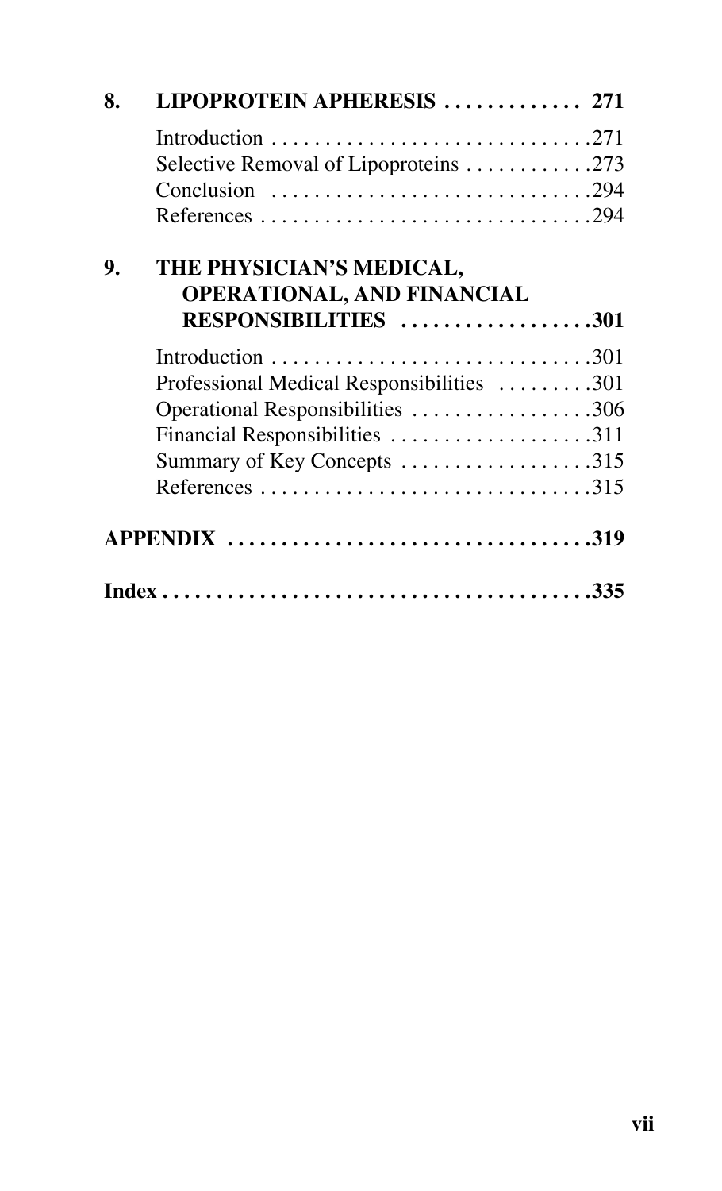**8. LIPOPROTEIN APHERESIS . . . . . . . . . . . . . 271**

Introduction . . . . . . . . . . . . . . . . . . . . . . . . . . . . . .271
Selective Removal of Lipoproteins . . . . . . . . . . . .273
Conclusion . . . . . . . . . . . . . . . . . . . . . . . . . . . . .294
References . . . . . . . . . . . . . . . . . . . . . . . . . . . . . .294

**9. THE PHYSICIAN'S MEDICAL, OPERATIONAL, AND FINANCIAL RESPONSIBILITIES . . . . . . . . . . . . . . . . . .301**

Introduction . . . . . . . . . . . . . . . . . . . . . . . . . . . . . .301
Professional Medical Responsibilities . . . . . . . . .301
Operational Responsibilities . . . . . . . . . . . . . . . . .306
Financial Responsibilities . . . . . . . . . . . . . . . . . . .311
Summary of Key Concepts . . . . . . . . . . . . . . . . . .315
References . . . . . . . . . . . . . . . . . . . . . . . . . . . . . .315

**APPENDIX . . . . . . . . . . . . . . . . . . . . . . . . . . . . . . . . . .319**

**Index . . . . . . . . . . . . . . . . . . . . . . . . . . . . . . . . . . . . . . .335**